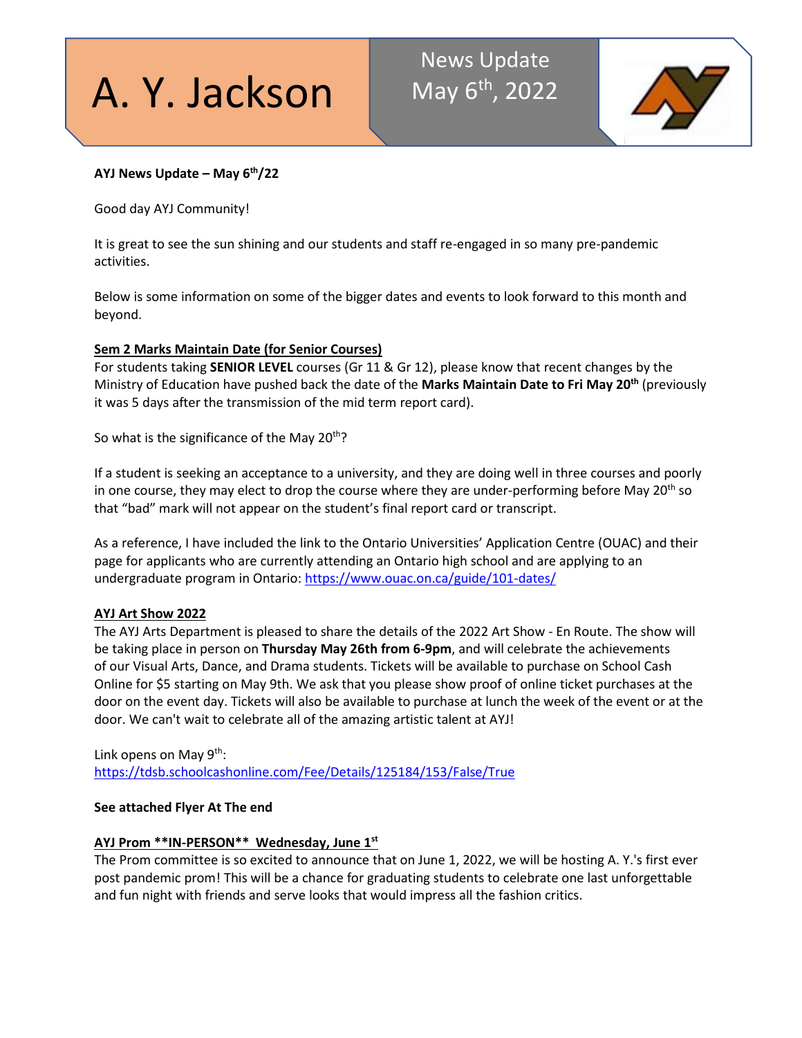# A. Y. Jackson

News Update
May 6th, 2022

**AYJ News Update – May 6th/22**

Good day AYJ Community!

It is great to see the sun shining and our students and staff re-engaged in so many pre-pandemic activities.

Below is some information on some of the bigger dates and events to look forward to this month and beyond.

**Sem 2 Marks Maintain Date (for Senior Courses)**

For students taking **SENIOR LEVEL** courses (Gr 11 & Gr 12), please know that recent changes by the Ministry of Education have pushed back the date of the **Marks Maintain Date to Fri May 20th** (previously it was 5 days after the transmission of the mid term report card).

So what is the significance of the May 20th?

If a student is seeking an acceptance to a university, and they are doing well in three courses and poorly in one course, they may elect to drop the course where they are under-performing before May 20th so that "bad" mark will not appear on the student's final report card or transcript.

As a reference, I have included the link to the Ontario Universities' Application Centre (OUAC) and their page for applicants who are currently attending an Ontario high school and are applying to an undergraduate program in Ontario: https://www.ouac.on.ca/guide/101-dates/

**AYJ Art Show 2022**

The AYJ Arts Department is pleased to share the details of the 2022 Art Show - En Route. The show will be taking place in person on **Thursday May 26th from 6-9pm**, and will celebrate the achievements of our Visual Arts, Dance, and Drama students. Tickets will be available to purchase on School Cash Online for $5 starting on May 9th. We ask that you please show proof of online ticket purchases at the door on the event day. Tickets will also be available to purchase at lunch the week of the event or at the door. We can't wait to celebrate all of the amazing artistic talent at AYJ!

Link opens on May 9th:
https://tdsb.schoolcashonline.com/Fee/Details/125184/153/False/True

**See attached Flyer At The end**

**AYJ Prom \*\*IN-PERSON\*\* Wednesday, June 1st**

The Prom committee is so excited to announce that on June 1, 2022, we will be hosting A. Y.'s first ever post pandemic prom! This will be a chance for graduating students to celebrate one last unforgettable and fun night with friends and serve looks that would impress all the fashion critics.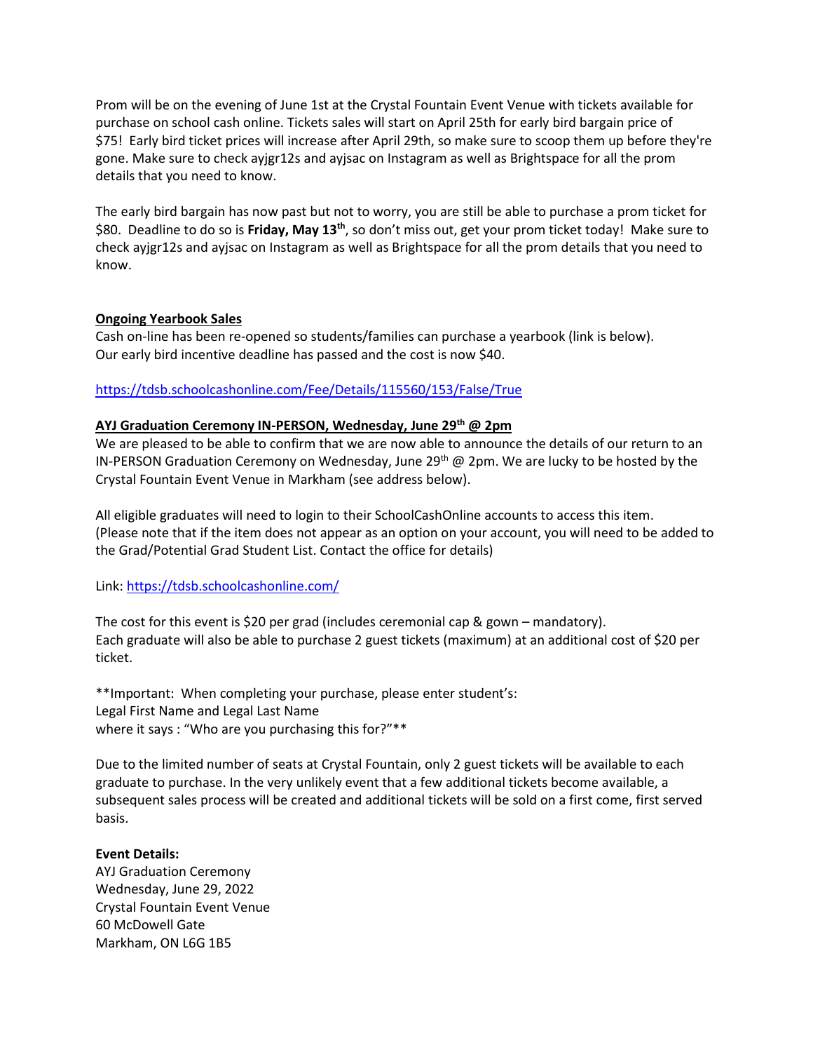Prom will be on the evening of June 1st at the Crystal Fountain Event Venue with tickets available for purchase on school cash online. Tickets sales will start on April 25th for early bird bargain price of $75! Early bird ticket prices will increase after April 29th, so make sure to scoop them up before they're gone. Make sure to check ayjgr12s and ayjsac on Instagram as well as Brightspace for all the prom details that you need to know.

The early bird bargain has now past but not to worry, you are still be able to purchase a prom ticket for $80. Deadline to do so is **Friday, May 13th**, so don't miss out, get your prom ticket today! Make sure to check ayjgr12s and ayjsac on Instagram as well as Brightspace for all the prom details that you need to know.

**Ongoing Yearbook Sales**

Cash on-line has been re-opened so students/families can purchase a yearbook (link is below). Our early bird incentive deadline has passed and the cost is now $40.

https://tdsb.schoolcashonline.com/Fee/Details/115560/153/False/True

**AYJ Graduation Ceremony IN-PERSON, Wednesday, June 29th @ 2pm**

We are pleased to be able to confirm that we are now able to announce the details of our return to an IN-PERSON Graduation Ceremony on Wednesday, June 29th @ 2pm. We are lucky to be hosted by the Crystal Fountain Event Venue in Markham (see address below).

All eligible graduates will need to login to their SchoolCashOnline accounts to access this item. (Please note that if the item does not appear as an option on your account, you will need to be added to the Grad/Potential Grad Student List. Contact the office for details)

Link: https://tdsb.schoolcashonline.com/

The cost for this event is $20 per grad (includes ceremonial cap & gown – mandatory).
Each graduate will also be able to purchase 2 guest tickets (maximum) at an additional cost of $20 per ticket.

**Important: When completing your purchase, please enter student's:
Legal First Name and Legal Last Name
where it says : "Who are you purchasing this for?"**

Due to the limited number of seats at Crystal Fountain, only 2 guest tickets will be available to each graduate to purchase. In the very unlikely event that a few additional tickets become available, a subsequent sales process will be created and additional tickets will be sold on a first come, first served basis.

**Event Details:**

AYJ Graduation Ceremony
Wednesday, June 29, 2022
Crystal Fountain Event Venue
60 McDowell Gate
Markham, ON L6G 1B5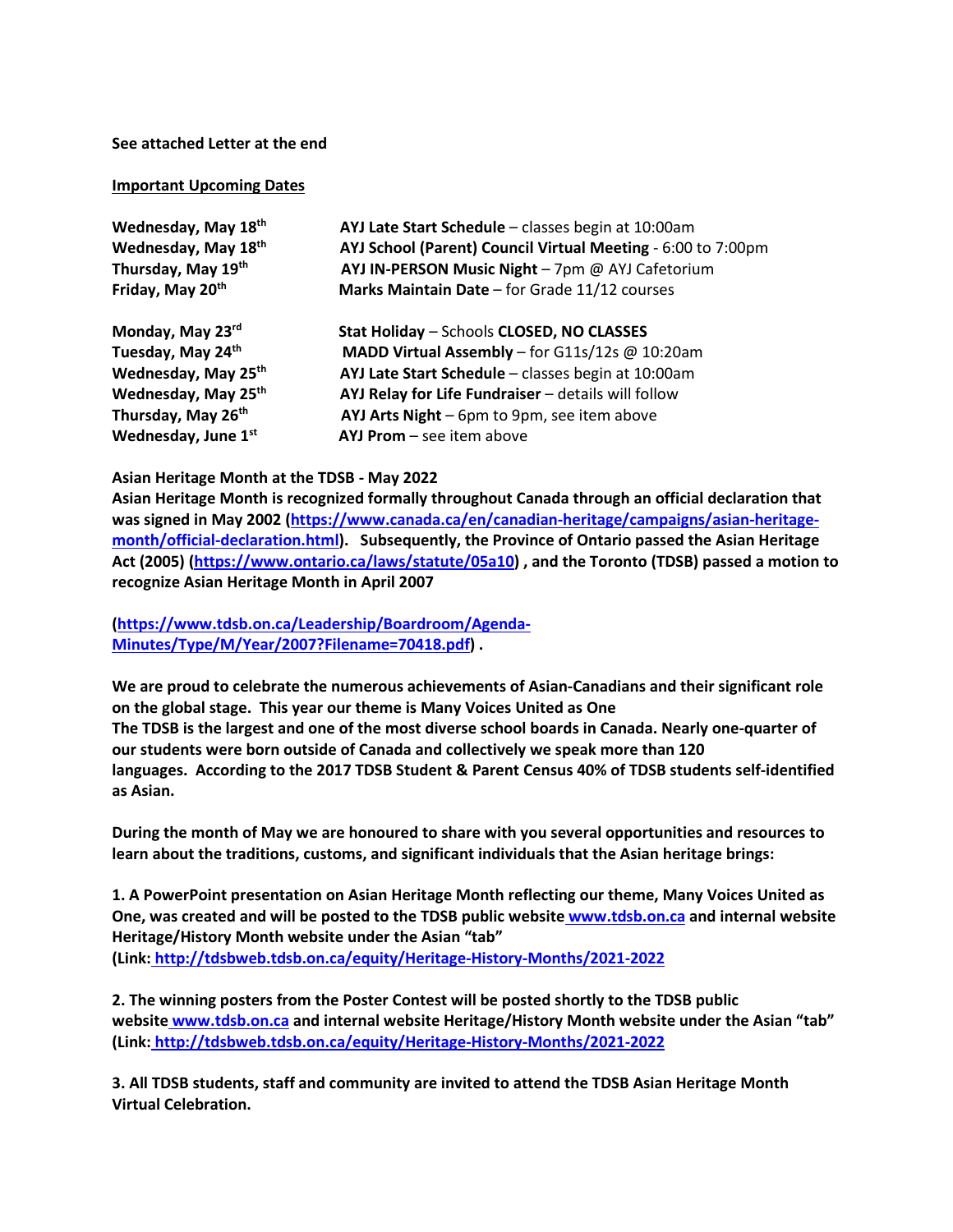**See attached Letter at the end**

**Important Upcoming Dates**

| | |
|---|---|
| **Wednesday, May 18th** | **AYJ Late Start Schedule** – classes begin at 10:00am |
| **Wednesday, May 18th** | **AYJ School (Parent) Council Virtual Meeting** - 6:00 to 7:00pm |
| **Thursday, May 19th** | **AYJ IN-PERSON Music Night** – 7pm @ AYJ Cafetorium |
| **Friday, May 20th** | **Marks Maintain Date** – for Grade 11/12 courses |
| | |
| **Monday, May 23rd** | **Stat Holiday** – Schools **CLOSED, NO CLASSES** |
| **Tuesday, May 24th** | **MADD Virtual Assembly** – for G11s/12s @ 10:20am |
| **Wednesday, May 25th** | **AYJ Late Start Schedule** – classes begin at 10:00am |
| **Wednesday, May 25th** | **AYJ Relay for Life Fundraiser** – details will follow |
| **Thursday, May 26th** | **AYJ Arts Night** – 6pm to 9pm, see item above |
| **Wednesday, June 1st** | **AYJ Prom** – see item above |

**Asian Heritage Month at the TDSB - May 2022**

**Asian Heritage Month is recognized formally throughout Canada through an official declaration that was signed in May 2002 (https://www.canada.ca/en/canadian-heritage/campaigns/asian-heritage-month/official-declaration.html). Subsequently, the Province of Ontario passed the Asian Heritage Act (2005) (https://www.ontario.ca/laws/statute/05a10) , and the Toronto (TDSB) passed a motion to recognize Asian Heritage Month in April 2007**

**(https://www.tdsb.on.ca/Leadership/Boardroom/Agenda-Minutes/Type/M/Year/2007?Filename=70418.pdf) .**

**We are proud to celebrate the numerous achievements of Asian-Canadians and their significant role on the global stage. This year our theme is Many Voices United as One**
**The TDSB is the largest and one of the most diverse school boards in Canada. Nearly one-quarter of our students were born outside of Canada and collectively we speak more than 120 languages. According to the 2017 TDSB Student & Parent Census 40% of TDSB students self-identified as Asian.**

**During the month of May we are honoured to share with you several opportunities and resources to learn about the traditions, customs, and significant individuals that the Asian heritage brings:**

**1. A PowerPoint presentation on Asian Heritage Month reflecting our theme, Many Voices United as One, was created and will be posted to the TDSB public website www.tdsb.on.ca and internal website Heritage/History Month website under the Asian "tab"**
**(Link: http://tdsbweb.tdsb.on.ca/equity/Heritage-History-Months/2021-2022**

**2. The winning posters from the Poster Contest will be posted shortly to the TDSB public website www.tdsb.on.ca and internal website Heritage/History Month website under the Asian "tab"**
**(Link: http://tdsbweb.tdsb.on.ca/equity/Heritage-History-Months/2021-2022**

**3. All TDSB students, staff and community are invited to attend the TDSB Asian Heritage Month Virtual Celebration.**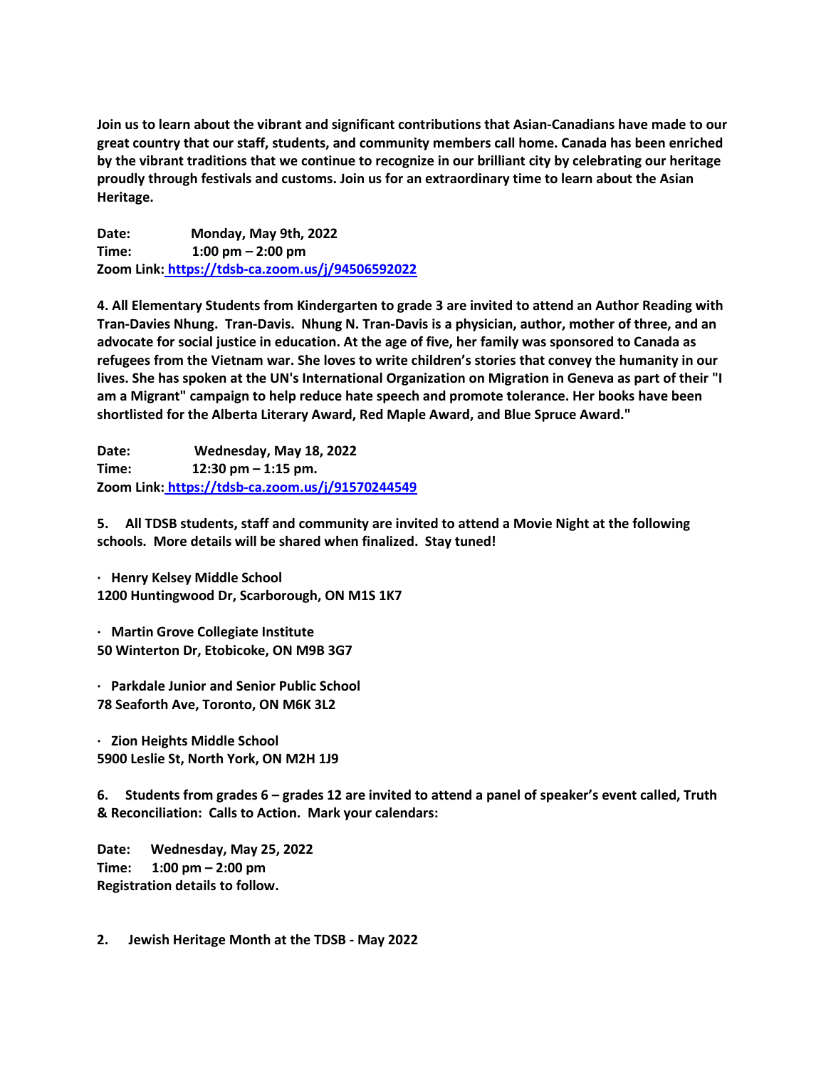**Join us to learn about the vibrant and significant contributions that Asian-Canadians have made to our great country that our staff, students, and community members call home. Canada has been enriched by the vibrant traditions that we continue to recognize in our brilliant city by celebrating our heritage proudly through festivals and customs. Join us for an extraordinary time to learn about the Asian Heritage.**

**Date: Monday, May 9th, 2022**
**Time: 1:00 pm – 2:00 pm**
**Zoom Link: [https://tdsb-ca.zoom.us/j/94506592022](https://tdsb-ca.zoom.us/j/94506592022)**

**4. All Elementary Students from Kindergarten to grade 3 are invited to attend an Author Reading with Tran-Davies Nhung. Tran-Davis. Nhung N. Tran-Davis is a physician, author, mother of three, and an advocate for social justice in education. At the age of five, her family was sponsored to Canada as refugees from the Vietnam war. She loves to write children's stories that convey the humanity in our lives. She has spoken at the UN's International Organization on Migration in Geneva as part of their "I am a Migrant" campaign to help reduce hate speech and promote tolerance. Her books have been shortlisted for the Alberta Literary Award, Red Maple Award, and Blue Spruce Award."**

**Date: Wednesday, May 18, 2022**
**Time: 12:30 pm – 1:15 pm.**
**Zoom Link: [https://tdsb-ca.zoom.us/j/91570244549](https://tdsb-ca.zoom.us/j/91570244549)**

**5. All TDSB students, staff and community are invited to attend a Movie Night at the following schools. More details will be shared when finalized. Stay tuned!**

- **Henry Kelsey Middle School**
  **1200 Huntingwood Dr, Scarborough, ON M1S 1K7**

- **Martin Grove Collegiate Institute**
  **50 Winterton Dr, Etobicoke, ON M9B 3G7**

- **Parkdale Junior and Senior Public School**
  **78 Seaforth Ave, Toronto, ON M6K 3L2**

- **Zion Heights Middle School**
  **5900 Leslie St, North York, ON M2H 1J9**

**6. Students from grades 6 – grades 12 are invited to attend a panel of speaker's event called, Truth & Reconciliation: Calls to Action. Mark your calendars:**

**Date: Wednesday, May 25, 2022**
**Time: 1:00 pm – 2:00 pm**
**Registration details to follow.**

**2. Jewish Heritage Month at the TDSB - May 2022**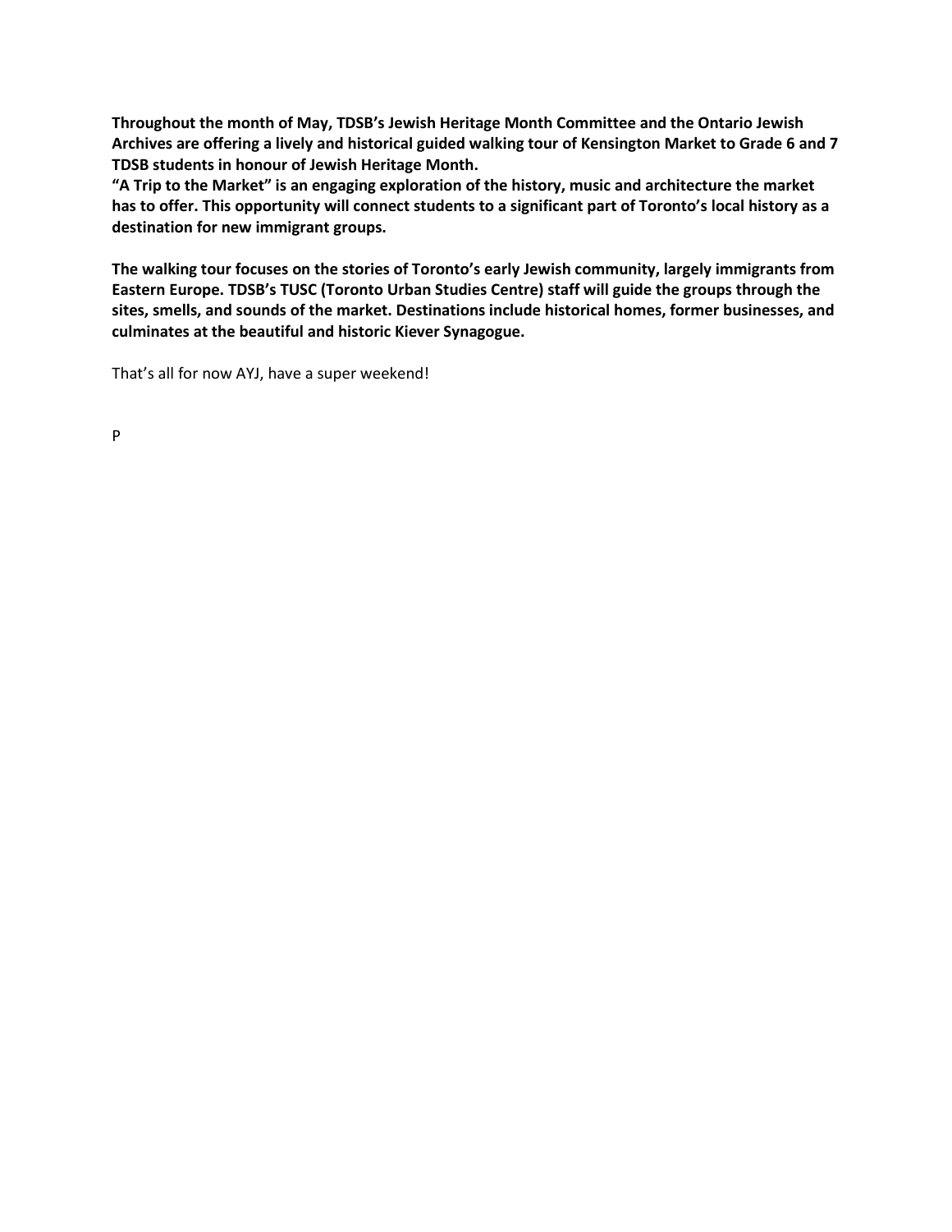**Throughout the month of May, TDSB's Jewish Heritage Month Committee and the Ontario Jewish Archives are offering a lively and historical guided walking tour of Kensington Market to Grade 6 and 7 TDSB students in honour of Jewish Heritage Month.**
**"A Trip to the Market" is an engaging exploration of the history, music and architecture the market has to offer. This opportunity will connect students to a significant part of Toronto's local history as a destination for new immigrant groups.**

**The walking tour focuses on the stories of Toronto's early Jewish community, largely immigrants from Eastern Europe. TDSB's TUSC (Toronto Urban Studies Centre) staff will guide the groups through the sites, smells, and sounds of the market. Destinations include historical homes, former businesses, and culminates at the beautiful and historic Kiever Synagogue.**

That's all for now AYJ, have a super weekend!

P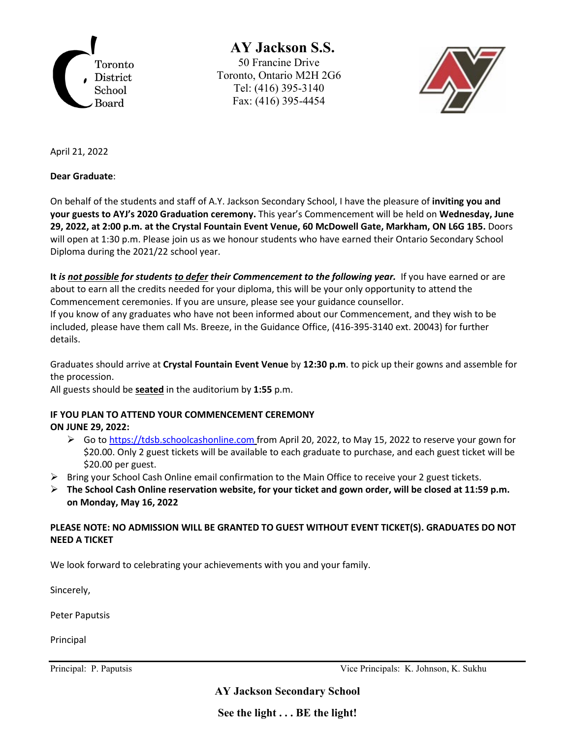Toronto District School Board

# AY Jackson S.S.

50 Francine Drive
Toronto, Ontario M2H 2G6
Tel: (416) 395-3140
Fax: (416) 395-4454

April 21, 2022

**Dear Graduate**:

On behalf of the students and staff of A.Y. Jackson Secondary School, I have the pleasure of **inviting you and your guests to AYJ's 2020 Graduation ceremony.** This year's Commencement will be held on **Wednesday, June 29, 2022, at 2:00 p.m. at the Crystal Fountain Event Venue, 60 McDowell Gate, Markham, ON L6G 1B5.** Doors will open at 1:30 p.m. Please join us as we honour students who have earned their Ontario Secondary School Diploma during the 2021/22 school year.

**It *is <u>not possible</u> for students <u>to defer</u> their Commencement to the following year.*** If you have earned or are about to earn all the credits needed for your diploma, this will be your only opportunity to attend the Commencement ceremonies. If you are unsure, please see your guidance counsellor.
If you know of any graduates who have not been informed about our Commencement, and they wish to be included, please have them call Ms. Breeze, in the Guidance Office, (416-395-3140 ext. 20043) for further details.

Graduates should arrive at **Crystal Fountain Event Venue** by **12:30 p.m**. to pick up their gowns and assemble for the procession.
All guests should be **<u>seated</u>** in the auditorium by **1:55** p.m.

**IF YOU PLAN TO ATTEND YOUR COMMENCEMENT CEREMONY ON JUNE 29, 2022:**

- Go to https://tdsb.schoolcashonline.com from April 20, 2022, to May 15, 2022 to reserve your gown for $20.00. Only 2 guest tickets will be available to each graduate to purchase, and each guest ticket will be $20.00 per guest.
- Bring your School Cash Online email confirmation to the Main Office to receive your 2 guest tickets.
- **The School Cash Online reservation website, for your ticket and gown order, will be closed at 11:59 p.m. on Monday, May 16, 2022**

**PLEASE NOTE: NO ADMISSION WILL BE GRANTED TO GUEST WITHOUT EVENT TICKET(S). GRADUATES DO NOT NEED A TICKET**

We look forward to celebrating your achievements with you and your family.

Sincerely,

Peter Paputsis

Principal

Principal: P. Paputsis　　　　Vice Principals: K. Johnson, K. Sukhu

**AY Jackson Secondary School**

**See the light . . . BE the light!**